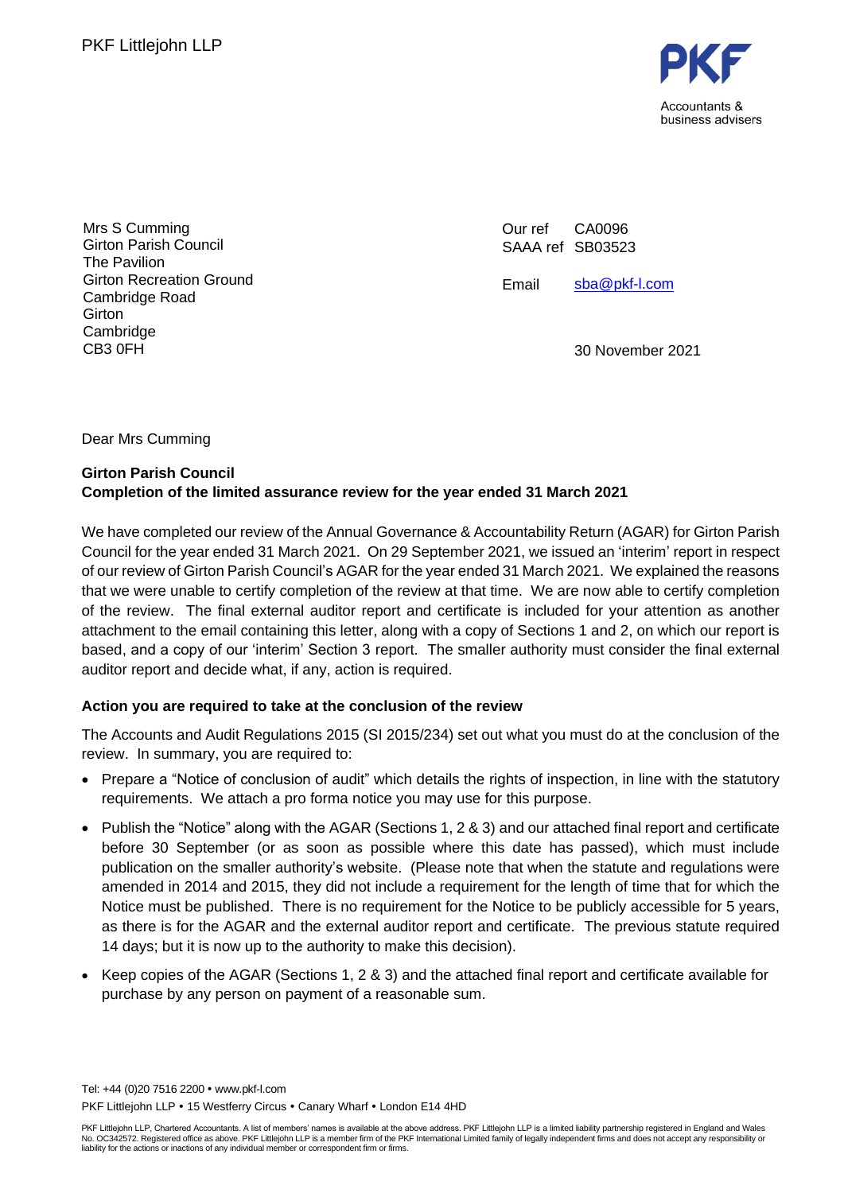PKF Littlejohn LLP

PKF
Accountants & business advisers

Mrs S Cumming
Girton Parish Council
The Pavilion
Girton Recreation Ground
Cambridge Road
Girton
Cambridge
CB3 0FH

Our ref CA0096
SAAA ref SB03523

Email sba@pkf-l.com

30 November 2021

Dear Mrs Cumming

**Girton Parish Council**
**Completion of the limited assurance review for the year ended 31 March 2021**

We have completed our review of the Annual Governance & Accountability Return (AGAR) for Girton Parish Council for the year ended 31 March 2021. On 29 September 2021, we issued an 'interim' report in respect of our review of Girton Parish Council's AGAR for the year ended 31 March 2021. We explained the reasons that we were unable to certify completion of the review at that time. We are now able to certify completion of the review. The final external auditor report and certificate is included for your attention as another attachment to the email containing this letter, along with a copy of Sections 1 and 2, on which our report is based, and a copy of our 'interim' Section 3 report. The smaller authority must consider the final external auditor report and decide what, if any, action is required.

**Action you are required to take at the conclusion of the review**

The Accounts and Audit Regulations 2015 (SI 2015/234) set out what you must do at the conclusion of the review. In summary, you are required to:

- Prepare a "Notice of conclusion of audit" which details the rights of inspection, in line with the statutory requirements. We attach a pro forma notice you may use for this purpose.
- Publish the "Notice" along with the AGAR (Sections 1, 2 & 3) and our attached final report and certificate before 30 September (or as soon as possible where this date has passed), which must include publication on the smaller authority's website. (Please note that when the statute and regulations were amended in 2014 and 2015, they did not include a requirement for the length of time that for which the Notice must be published. There is no requirement for the Notice to be publicly accessible for 5 years, as there is for the AGAR and the external auditor report and certificate. The previous statute required 14 days; but it is now up to the authority to make this decision).
- Keep copies of the AGAR (Sections 1, 2 & 3) and the attached final report and certificate available for purchase by any person on payment of a reasonable sum.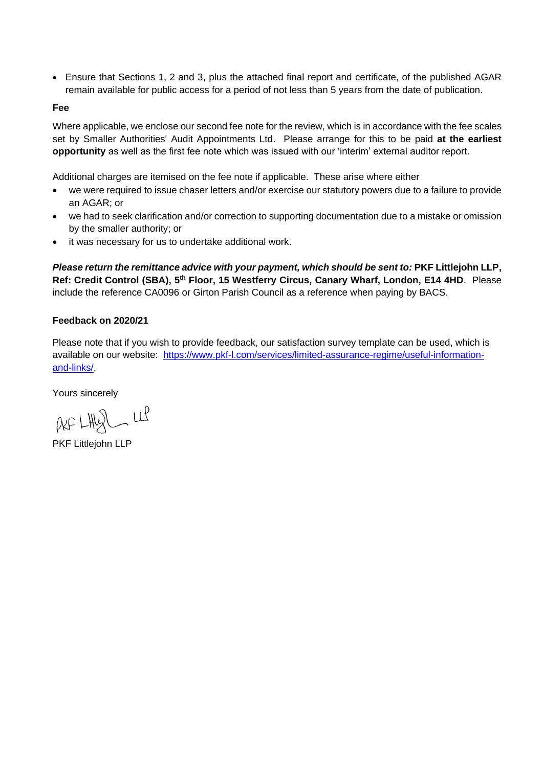- Ensure that Sections 1, 2 and 3, plus the attached final report and certificate, of the published AGAR remain available for public access for a period of not less than 5 years from the date of publication.

**Fee**

Where applicable, we enclose our second fee note for the review, which is in accordance with the fee scales set by Smaller Authorities' Audit Appointments Ltd. Please arrange for this to be paid **at the earliest opportunity** as well as the first fee note which was issued with our 'interim' external auditor report.

Additional charges are itemised on the fee note if applicable. These arise where either

- we were required to issue chaser letters and/or exercise our statutory powers due to a failure to provide an AGAR; or
- we had to seek clarification and/or correction to supporting documentation due to a mistake or omission by the smaller authority; or
- it was necessary for us to undertake additional work.

***Please return the remittance advice with your payment, which should be sent to:*** **PKF Littlejohn LLP, Ref: Credit Control (SBA), 5th Floor, 15 Westferry Circus, Canary Wharf, London, E14 4HD**. Please include the reference CA0096 or Girton Parish Council as a reference when paying by BACS.

**Feedback on 2020/21**

Please note that if you wish to provide feedback, our satisfaction survey template can be used, which is available on our website: [https://www.pkf-l.com/services/limited-assurance-regime/useful-information-and-links/](https://www.pkf-l.com/services/limited-assurance-regime/useful-information-and-links/).

Yours sincerely

PKF Littlejohn LLP

PKF Littlejohn LLP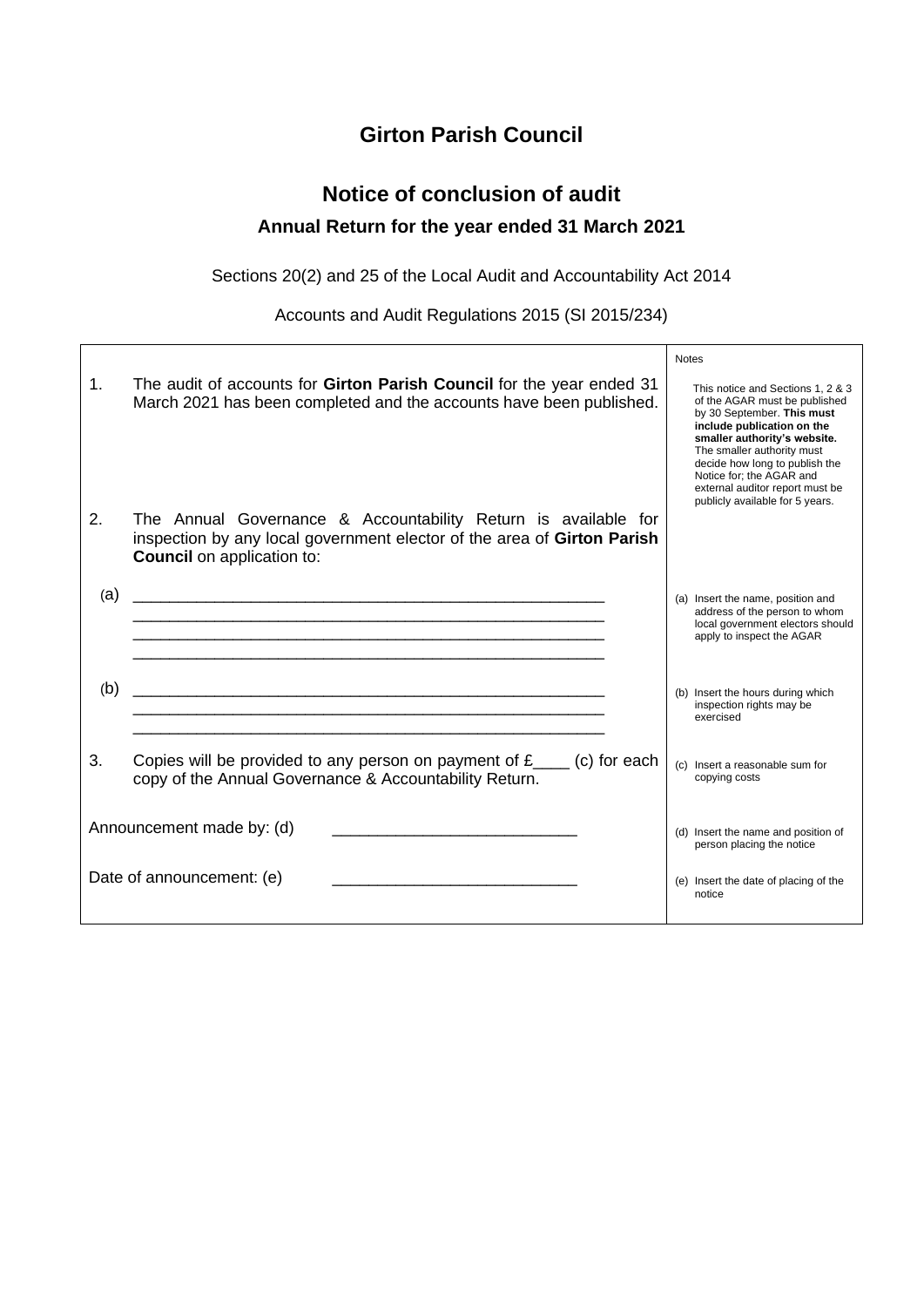# Girton Parish Council

## Notice of conclusion of audit

### Annual Return for the year ended 31 March 2021

Sections 20(2) and 25 of the Local Audit and Accountability Act 2014

Accounts and Audit Regulations 2015 (SI 2015/234)

| | | Notes |
|---|---|---|
| 1. | The audit of accounts for **Girton Parish Council** for the year ended 31 March 2021 has been completed and the accounts have been published. | This notice and Sections 1, 2 & 3 of the AGAR must be published by 30 September. **This must include publication on the smaller authority's website.** The smaller authority must decide how long to publish the Notice for; the AGAR and external auditor report must be publicly available for 5 years. |
| 2. | The Annual Governance & Accountability Return is available for inspection by any local government elector of the area of **Girton Parish Council** on application to: | |
| (a) | ______________________________________________________ ______________________________________________________ ______________________________________________________ ______________________________________________________ | (a) Insert the name, position and address of the person to whom local government electors should apply to inspect the AGAR |
| (b) | ______________________________________________________ ______________________________________________________ ______________________________________________________ | (b) Insert the hours during which inspection rights may be exercised |
| 3. | Copies will be provided to any person on payment of £____ (c) for each copy of the Annual Governance & Accountability Return. | (c) Insert a reasonable sum for copying costs |
| Announcement made by: (d) | ___________________________ | (d) Insert the name and position of person placing the notice |
| Date of announcement: (e) | ___________________________ | (e) Insert the date of placing of the notice |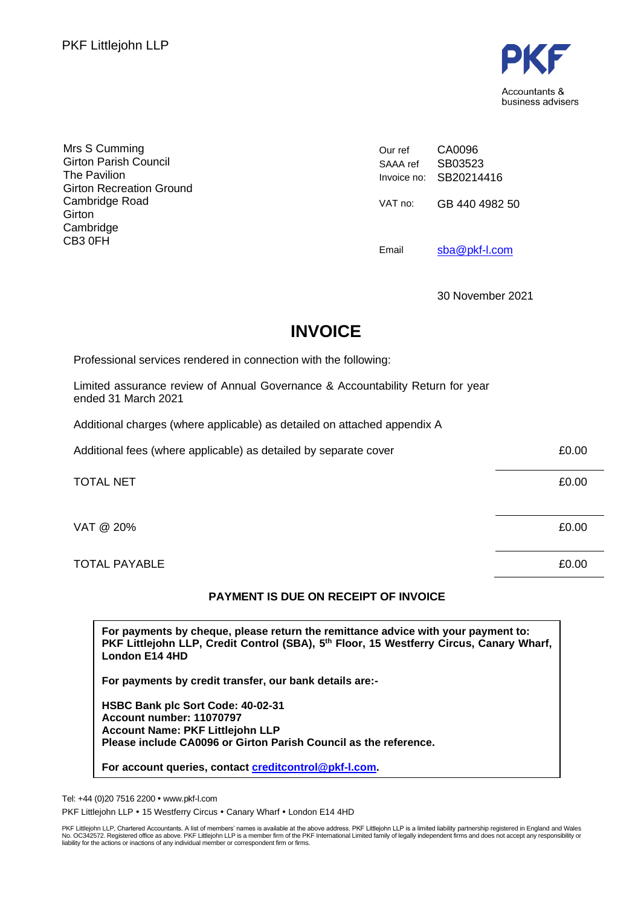PKF Littlejohn LLP

PKF

Accountants & business advisers

Mrs S Cumming
Girton Parish Council
The Pavilion
Girton Recreation Ground
Cambridge Road
Girton
Cambridge
CB3 0FH

| | |
|---|---|
| Our ref | CA0096 |
| SAAA ref | SB03523 |
| Invoice no: | SB20214416 |
| VAT no: | GB 440 4982 50 |
| Email | sba@pkf-l.com |

30 November 2021

# INVOICE

Professional services rendered in connection with the following:

Limited assurance review of Annual Governance & Accountability Return for year ended 31 March 2021

Additional charges (where applicable) as detailed on attached appendix A

| | |
|---|---|
| Additional fees (where applicable) as detailed by separate cover | £0.00 |
| TOTAL NET | £0.00 |
| VAT @ 20% | £0.00 |
| TOTAL PAYABLE | £0.00 |

**PAYMENT IS DUE ON RECEIPT OF INVOICE**

**For payments by cheque, please return the remittance advice with your payment to: PKF Littlejohn LLP, Credit Control (SBA), 5th Floor, 15 Westferry Circus, Canary Wharf, London E14 4HD**

**For payments by credit transfer, our bank details are:-**

**HSBC Bank plc Sort Code: 40-02-31**
**Account number: 11070797**
**Account Name: PKF Littlejohn LLP**
**Please include CA0096 or Girton Parish Council as the reference.**

**For account queries, contact creditcontrol@pkf-l.com.**

Tel: +44 (0)20 7516 2200 • www.pkf-l.com

PKF Littlejohn LLP • 15 Westferry Circus • Canary Wharf • London E14 4HD

PKF Littlejohn LLP, Chartered Accountants. A list of members' names is available at the above address. PKF Littlejohn LLP is a limited liability partnership registered in England and Wales No. OC342572. Registered office as above. PKF Littlejohn LLP is a member firm of the PKF International Limited family of legally independent firms and does not accept any responsibility or liability for the actions or inactions of any individual member or correspondent firm or firms.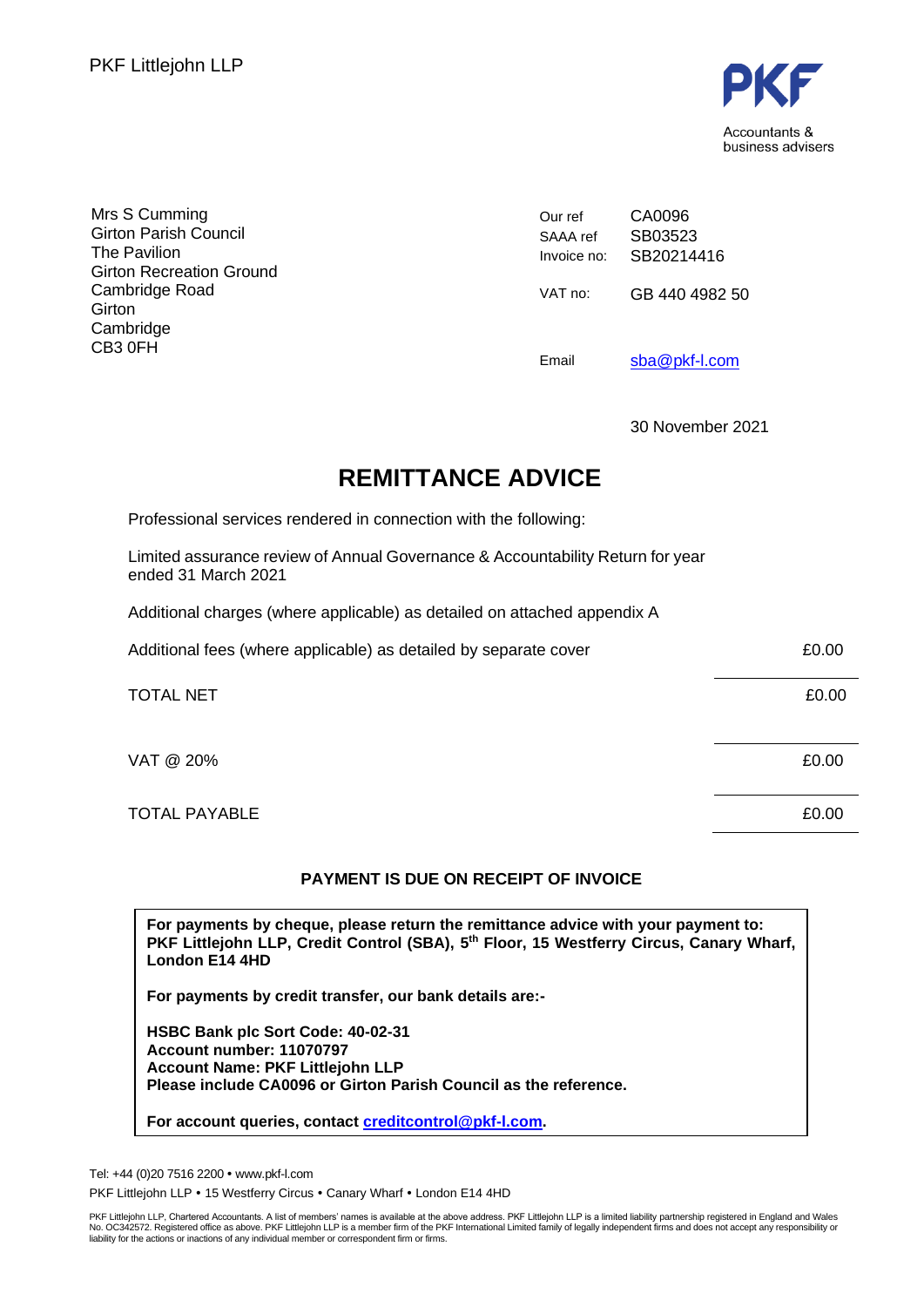PKF Littlejohn LLP

PKF
Accountants & business advisers

Mrs S Cumming
Girton Parish Council
The Pavilion
Girton Recreation Ground
Cambridge Road
Girton
Cambridge
CB3 0FH

| | |
|---|---|
| Our ref | CA0096 |
| SAAA ref | SB03523 |
| Invoice no: | SB20214416 |
| VAT no: | GB 440 4982 50 |
| Email | sba@pkf-l.com |

30 November 2021

# REMITTANCE ADVICE

Professional services rendered in connection with the following:

Limited assurance review of Annual Governance & Accountability Return for year ended 31 March 2021

Additional charges (where applicable) as detailed on attached appendix A

| | |
|---|---|
| Additional fees (where applicable) as detailed by separate cover | £0.00 |
| TOTAL NET | £0.00 |
| VAT @ 20% | £0.00 |
| TOTAL PAYABLE | £0.00 |

**PAYMENT IS DUE ON RECEIPT OF INVOICE**

**For payments by cheque, please return the remittance advice with your payment to: PKF Littlejohn LLP, Credit Control (SBA), 5th Floor, 15 Westferry Circus, Canary Wharf, London E14 4HD**

**For payments by credit transfer, our bank details are:-**

**HSBC Bank plc Sort Code: 40-02-31**
**Account number: 11070797**
**Account Name: PKF Littlejohn LLP**
**Please include CA0096 or Girton Parish Council as the reference.**

**For account queries, contact creditcontrol@pkf-l.com.**

Tel: +44 (0)20 7516 2200 • www.pkf-l.com

PKF Littlejohn LLP • 15 Westferry Circus • Canary Wharf • London E14 4HD

PKF Littlejohn LLP, Chartered Accountants. A list of members' names is available at the above address. PKF Littlejohn LLP is a limited liability partnership registered in England and Wales No. OC342572. Registered office as above. PKF Littlejohn LLP is a member firm of the PKF International Limited family of legally independent firms and does not accept any responsibility or liability for the actions or inactions of any individual member or correspondent firm or firms.